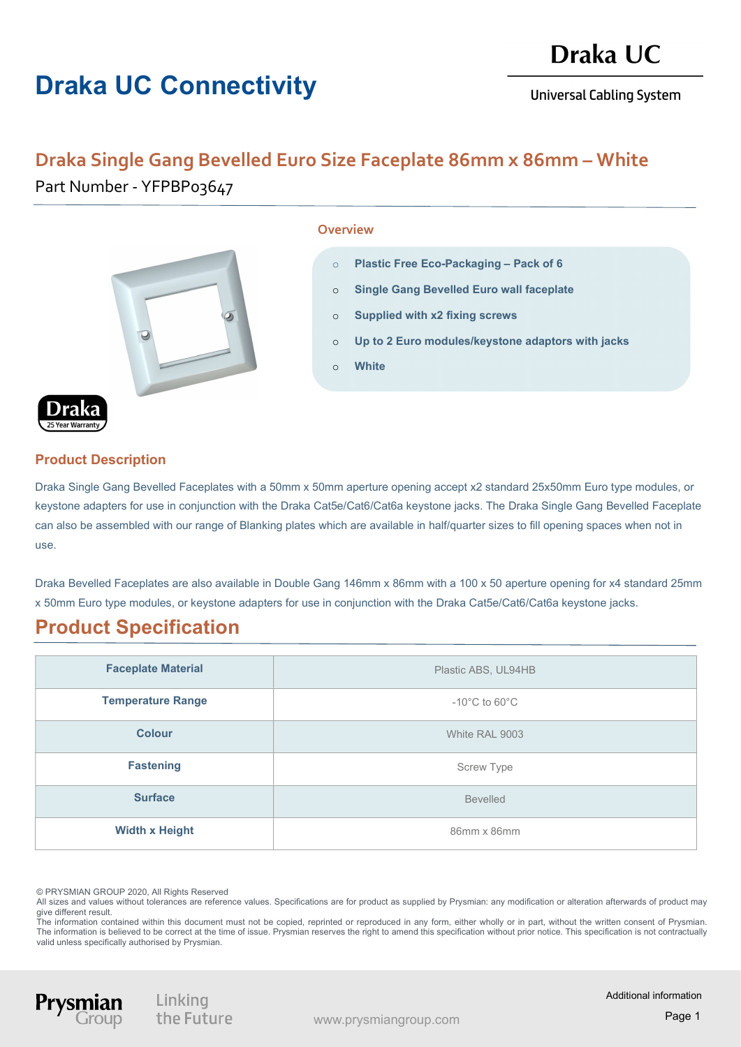# Draka UC Connectivity

Draka UC

Universal Cabling System

## Draka Single Gang Bevelled Euro Size Faceplate 86mm x 86mm – White

Part Number - YFPBP03647

### Overview

- **Plastic Free Eco-Packaging – Pack of 6**
- **Single Gang Bevelled Euro wall faceplate**
- **Supplied with x2 fixing screws**
- **Up to 2 Euro modules/keystone adaptors with jacks**
- **White**

Draka 25 Year Warranty

### Product Description

Draka Single Gang Bevelled Faceplates with a 50mm x 50mm aperture opening accept x2 standard 25x50mm Euro type modules, or keystone adapters for use in conjunction with the Draka Cat5e/Cat6/Cat6a keystone jacks. The Draka Single Gang Bevelled Faceplate can also be assembled with our range of Blanking plates which are available in half/quarter sizes to fill opening spaces when not in use.

Draka Bevelled Faceplates are also available in Double Gang 146mm x 86mm with a 100 x 50 aperture opening for x4 standard 25mm x 50mm Euro type modules, or keystone adapters for use in conjunction with the Draka Cat5e/Cat6/Cat6a keystone jacks.

## Product Specification

| | |
|---|---|
| **Faceplate Material** | Plastic ABS, UL94HB |
| **Temperature Range** | -10°C to 60°C |
| **Colour** | White RAL 9003 |
| **Fastening** | Screw Type |
| **Surface** | Bevelled |
| **Width x Height** | 86mm x 86mm |

© PRYSMIAN GROUP 2020, All Rights Reserved
All sizes and values without tolerances are reference values. Specifications are for product as supplied by Prysmian: any modification or alteration afterwards of product may give different result.
The information contained within this document must not be copied, reprinted or reproduced in any form, either wholly or in part, without the written consent of Prysmian. The information is believed to be correct at the time of issue. Prysmian reserves the right to amend this specification without prior notice. This specification is not contractually valid unless specifically authorised by Prysmian.

Prysmian Group — Linking the Future — www.prysmiangroup.com — Additional information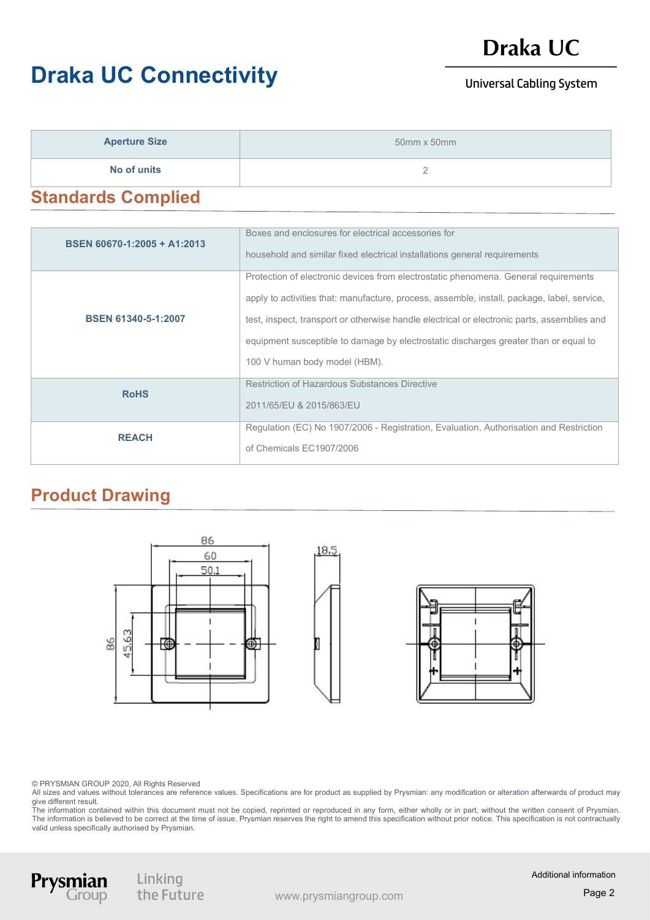# Draka UC Connectivity

**Draka UC**

Universal Cabling System

| | |
|---|---|
| **Aperture Size** | 50mm x 50mm |
| **No of units** | 2 |

## Standards Complied

| | |
|---|---|
| **BSEN 60670-1:2005 + A1:2013** | Boxes and enclosures for electrical accessories for household and similar fixed electrical installations general requirements |
| **BSEN 61340-5-1:2007** | Protection of electronic devices from electrostatic phenomena. General requirements apply to activities that: manufacture, process, assemble, install, package, label, service, test, inspect, transport or otherwise handle electrical or electronic parts, assemblies and equipment susceptible to damage by electrostatic discharges greater than or equal to 100 V human body model (HBM). |
| **RoHS** | Restriction of Hazardous Substances Directive 2011/65/EU & 2015/863/EU |
| **REACH** | Regulation (EC) No 1907/2006 - Registration, Evaluation, Authorisation and Restriction of Chemicals EC1907/2006 |

## Product Drawing

86
60
50.1
18.5
86
45.63

© PRYSMIAN GROUP 2020, All Rights Reserved
All sizes and values without tolerances are reference values. Specifications are for product as supplied by Prysmian: any modification or alteration afterwards of product may give different result.
The information contained within this document must not be copied, reprinted or reproduced in any form, either wholly or in part, without the written consent of Prysmian. The information is believed to be correct at the time of issue. Prysmian reserves the right to amend this specification without prior notice. This specification is not contractually valid unless specifically authorised by Prysmian.

Prysmian Group — Linking the Future — www.prysmiangroup.com — Additional information